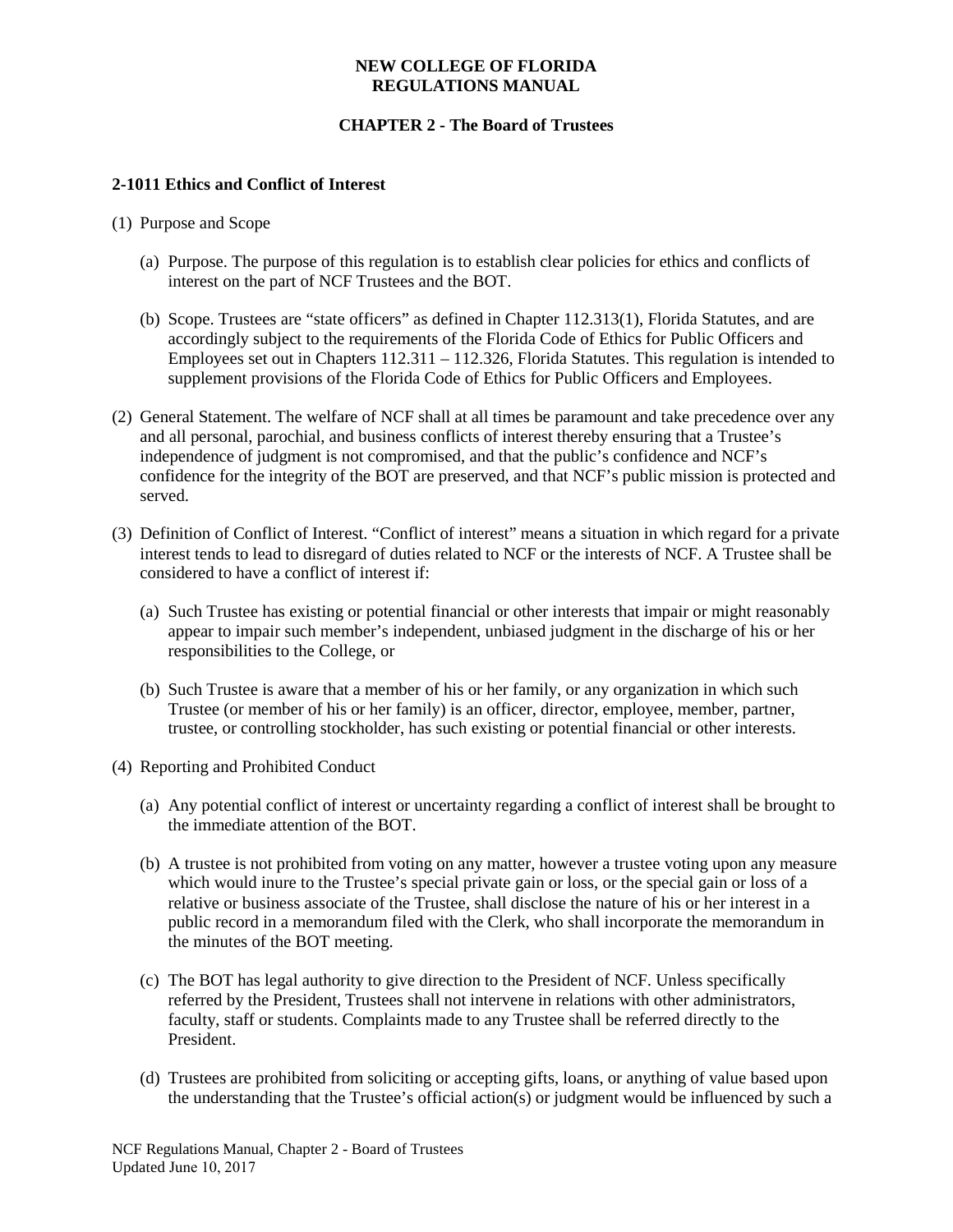# NEW COLLEGE OF FLORIDA REGULATIONS MANUAL

## CHAPTER 2 - The Board of Trustees

### 2-1011 Ethics and Conflict of Interest

(1) Purpose and Scope

(a) Purpose. The purpose of this regulation is to establish clear policies for ethics and conflicts of interest on the part of NCF Trustees and the BOT.

(b) Scope. Trustees are "state officers" as defined in Chapter 112.313(1), Florida Statutes, and are accordingly subject to the requirements of the Florida Code of Ethics for Public Officers and Employees set out in Chapters 112.311 – 112.326, Florida Statutes. This regulation is intended to supplement provisions of the Florida Code of Ethics for Public Officers and Employees.

(2) General Statement. The welfare of NCF shall at all times be paramount and take precedence over any and all personal, parochial, and business conflicts of interest thereby ensuring that a Trustee's independence of judgment is not compromised, and that the public's confidence and NCF's confidence for the integrity of the BOT are preserved, and that NCF's public mission is protected and served.

(3) Definition of Conflict of Interest. "Conflict of interest" means a situation in which regard for a private interest tends to lead to disregard of duties related to NCF or the interests of NCF. A Trustee shall be considered to have a conflict of interest if:

(a) Such Trustee has existing or potential financial or other interests that impair or might reasonably appear to impair such member's independent, unbiased judgment in the discharge of his or her responsibilities to the College, or

(b) Such Trustee is aware that a member of his or her family, or any organization in which such Trustee (or member of his or her family) is an officer, director, employee, member, partner, trustee, or controlling stockholder, has such existing or potential financial or other interests.

(4) Reporting and Prohibited Conduct

(a) Any potential conflict of interest or uncertainty regarding a conflict of interest shall be brought to the immediate attention of the BOT.

(b) A trustee is not prohibited from voting on any matter, however a trustee voting upon any measure which would inure to the Trustee's special private gain or loss, or the special gain or loss of a relative or business associate of the Trustee, shall disclose the nature of his or her interest in a public record in a memorandum filed with the Clerk, who shall incorporate the memorandum in the minutes of the BOT meeting.

(c) The BOT has legal authority to give direction to the President of NCF. Unless specifically referred by the President, Trustees shall not intervene in relations with other administrators, faculty, staff or students. Complaints made to any Trustee shall be referred directly to the President.

(d) Trustees are prohibited from soliciting or accepting gifts, loans, or anything of value based upon the understanding that the Trustee's official action(s) or judgment would be influenced by such a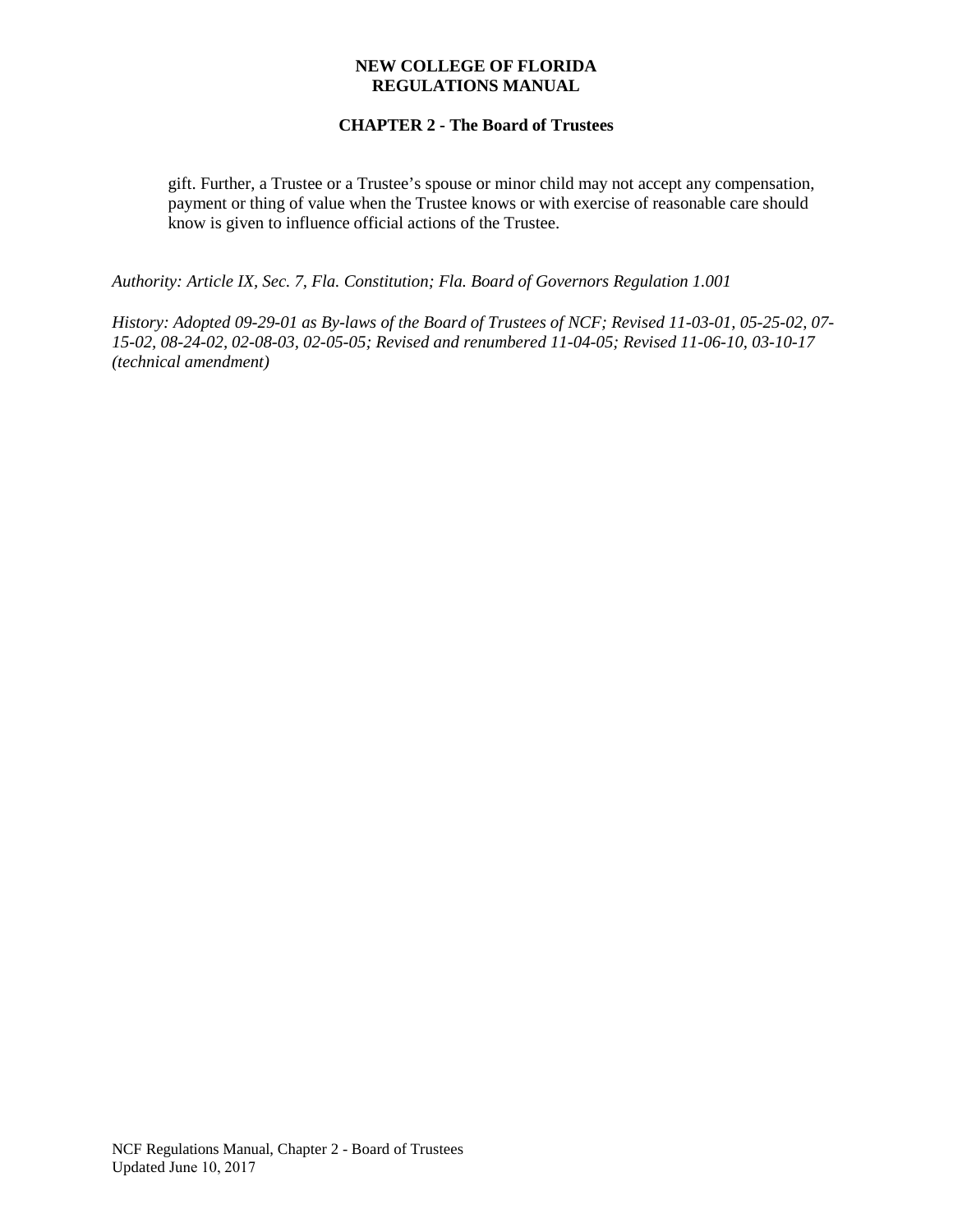gift. Further, a Trustee or a Trustee's spouse or minor child may not accept any compensation, payment or thing of value when the Trustee knows or with exercise of reasonable care should know is given to influence official actions of the Trustee.

*Authority: Article IX, Sec. 7, Fla. Constitution; Fla. Board of Governors Regulation 1.001*

*History: Adopted 09-29-01 as By-laws of the Board of Trustees of NCF; Revised 11-03-01, 05-25-02, 07-15-02, 08-24-02, 02-08-03, 02-05-05; Revised and renumbered 11-04-05; Revised 11-06-10, 03-10-17 (technical amendment)*